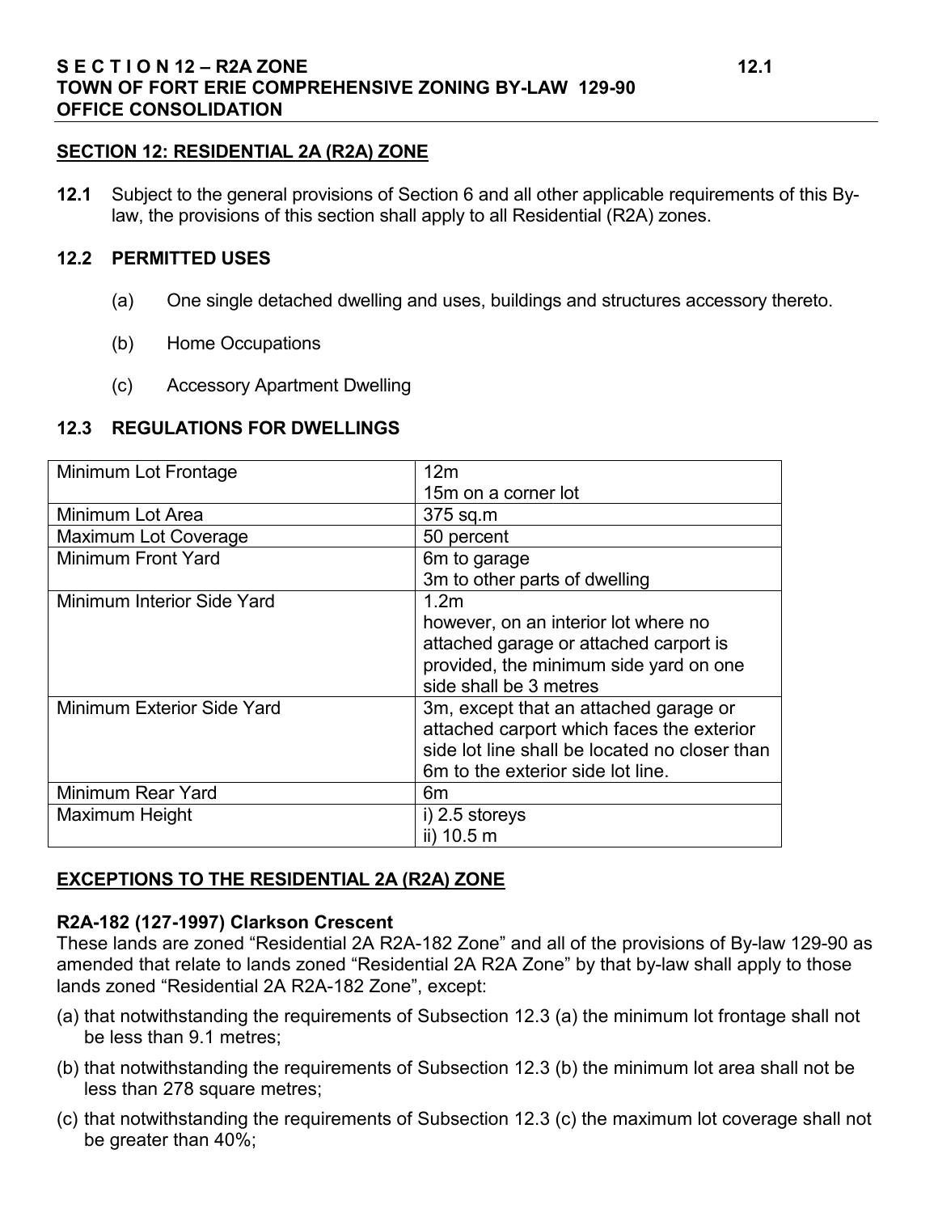## SECTION 12: RESIDENTIAL 2A (R2A) ZONE

**12.1** Subject to the general provisions of Section 6 and all other applicable requirements of this By-law, the provisions of this section shall apply to all Residential (R2A) zones.

### 12.2 PERMITTED USES

(a) One single detached dwelling and uses, buildings and structures accessory thereto.

(b) Home Occupations

(c) Accessory Apartment Dwelling

### 12.3 REGULATIONS FOR DWELLINGS

| | |
|---|---|
| Minimum Lot Frontage | 12m<br>15m on a corner lot |
| Minimum Lot Area | 375 sq.m |
| Maximum Lot Coverage | 50 percent |
| Minimum Front Yard | 6m to garage<br>3m to other parts of dwelling |
| Minimum Interior Side Yard | 1.2m<br>however, on an interior lot where no attached garage or attached carport is provided, the minimum side yard on one side shall be 3 metres |
| Minimum Exterior Side Yard | 3m, except that an attached garage or attached carport which faces the exterior side lot line shall be located no closer than 6m to the exterior side lot line. |
| Minimum Rear Yard | 6m |
| Maximum Height | i) 2.5 storeys<br>ii) 10.5 m |

## EXCEPTIONS TO THE RESIDENTIAL 2A (R2A) ZONE

**R2A-182 (127-1997) Clarkson Crescent**

These lands are zoned "Residential 2A R2A-182 Zone" and all of the provisions of By-law 129-90 as amended that relate to lands zoned "Residential 2A R2A Zone" by that by-law shall apply to those lands zoned "Residential 2A R2A-182 Zone", except:

(a) that notwithstanding the requirements of Subsection 12.3 (a) the minimum lot frontage shall not be less than 9.1 metres;

(b) that notwithstanding the requirements of Subsection 12.3 (b) the minimum lot area shall not be less than 278 square metres;

(c) that notwithstanding the requirements of Subsection 12.3 (c) the maximum lot coverage shall not be greater than 40%;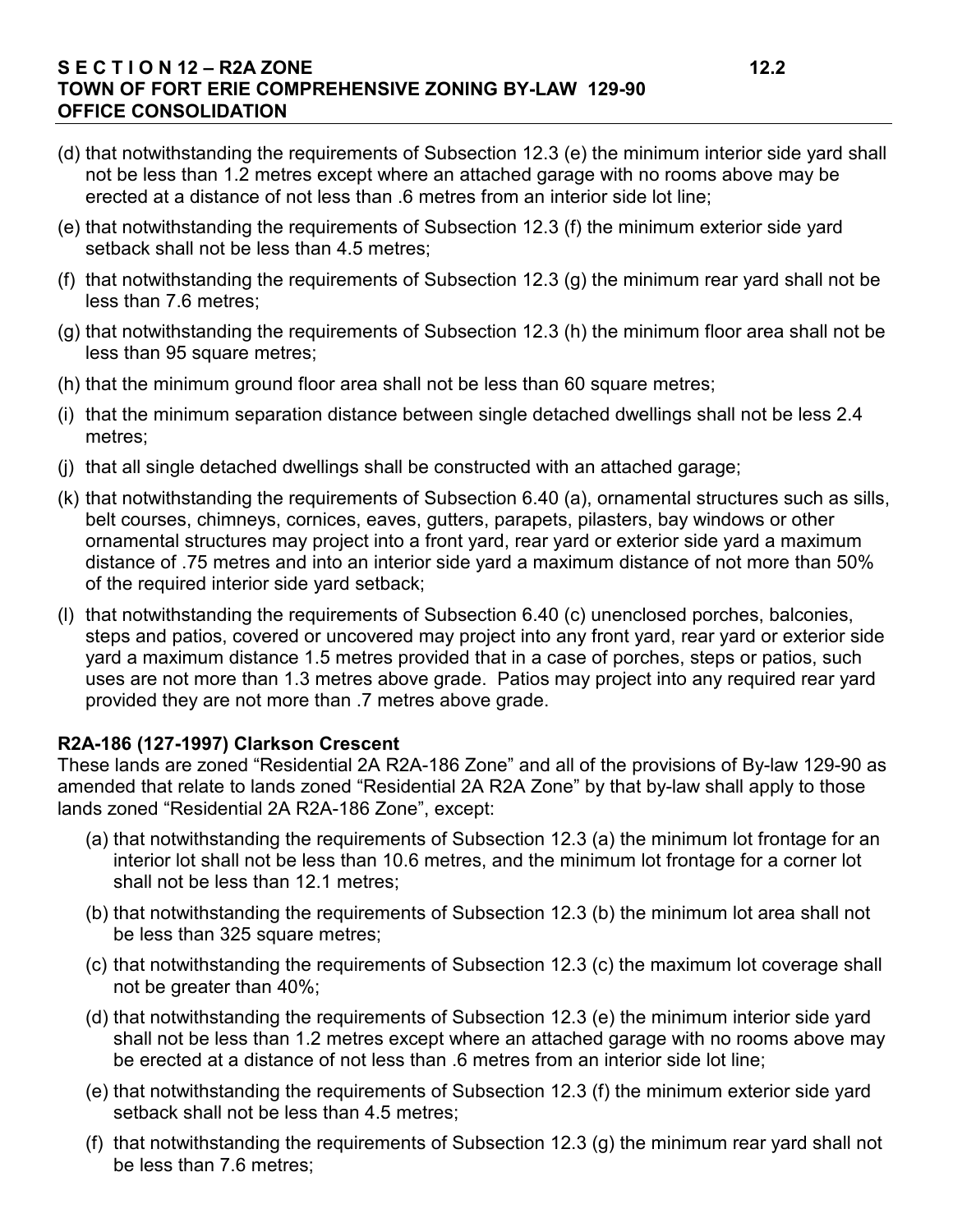(d) that notwithstanding the requirements of Subsection 12.3 (e) the minimum interior side yard shall not be less than 1.2 metres except where an attached garage with no rooms above may be erected at a distance of not less than .6 metres from an interior side lot line;

(e) that notwithstanding the requirements of Subsection 12.3 (f) the minimum exterior side yard setback shall not be less than 4.5 metres;

(f) that notwithstanding the requirements of Subsection 12.3 (g) the minimum rear yard shall not be less than 7.6 metres;

(g) that notwithstanding the requirements of Subsection 12.3 (h) the minimum floor area shall not be less than 95 square metres;

(h) that the minimum ground floor area shall not be less than 60 square metres;

(i) that the minimum separation distance between single detached dwellings shall not be less 2.4 metres;

(j) that all single detached dwellings shall be constructed with an attached garage;

(k) that notwithstanding the requirements of Subsection 6.40 (a), ornamental structures such as sills, belt courses, chimneys, cornices, eaves, gutters, parapets, pilasters, bay windows or other ornamental structures may project into a front yard, rear yard or exterior side yard a maximum distance of .75 metres and into an interior side yard a maximum distance of not more than 50% of the required interior side yard setback;

(l) that notwithstanding the requirements of Subsection 6.40 (c) unenclosed porches, balconies, steps and patios, covered or uncovered may project into any front yard, rear yard or exterior side yard a maximum distance 1.5 metres provided that in a case of porches, steps or patios, such uses are not more than 1.3 metres above grade. Patios may project into any required rear yard provided they are not more than .7 metres above grade.

**R2A-186 (127-1997) Clarkson Crescent**

These lands are zoned "Residential 2A R2A-186 Zone" and all of the provisions of By-law 129-90 as amended that relate to lands zoned "Residential 2A R2A Zone" by that by-law shall apply to those lands zoned "Residential 2A R2A-186 Zone", except:

(a) that notwithstanding the requirements of Subsection 12.3 (a) the minimum lot frontage for an interior lot shall not be less than 10.6 metres, and the minimum lot frontage for a corner lot shall not be less than 12.1 metres;

(b) that notwithstanding the requirements of Subsection 12.3 (b) the minimum lot area shall not be less than 325 square metres;

(c) that notwithstanding the requirements of Subsection 12.3 (c) the maximum lot coverage shall not be greater than 40%;

(d) that notwithstanding the requirements of Subsection 12.3 (e) the minimum interior side yard shall not be less than 1.2 metres except where an attached garage with no rooms above may be erected at a distance of not less than .6 metres from an interior side lot line;

(e) that notwithstanding the requirements of Subsection 12.3 (f) the minimum exterior side yard setback shall not be less than 4.5 metres;

(f) that notwithstanding the requirements of Subsection 12.3 (g) the minimum rear yard shall not be less than 7.6 metres;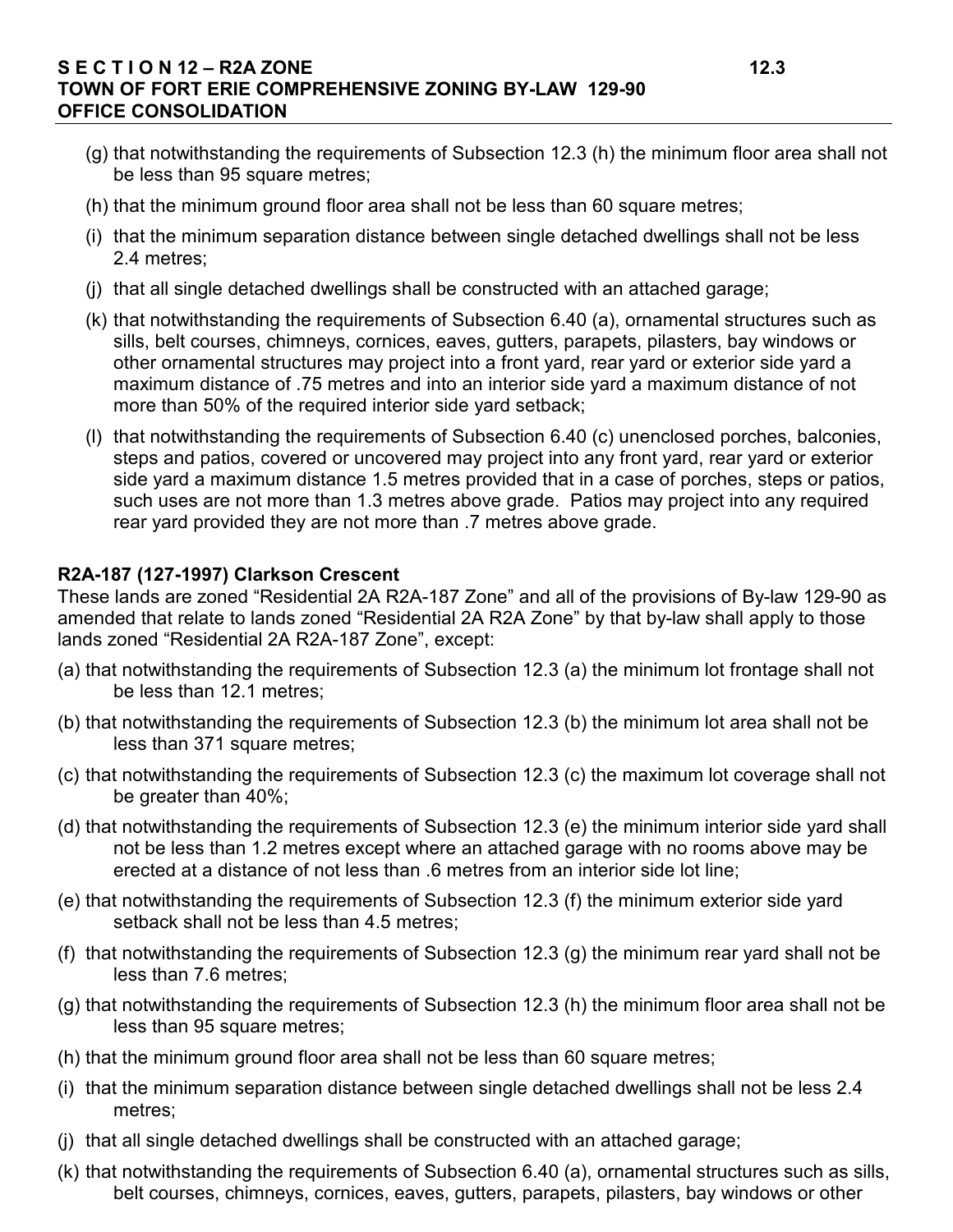(g) that notwithstanding the requirements of Subsection 12.3 (h) the minimum floor area shall not be less than 95 square metres;

(h) that the minimum ground floor area shall not be less than 60 square metres;

(i) that the minimum separation distance between single detached dwellings shall not be less 2.4 metres;

(j) that all single detached dwellings shall be constructed with an attached garage;

(k) that notwithstanding the requirements of Subsection 6.40 (a), ornamental structures such as sills, belt courses, chimneys, cornices, eaves, gutters, parapets, pilasters, bay windows or other ornamental structures may project into a front yard, rear yard or exterior side yard a maximum distance of .75 metres and into an interior side yard a maximum distance of not more than 50% of the required interior side yard setback;

(l) that notwithstanding the requirements of Subsection 6.40 (c) unenclosed porches, balconies, steps and patios, covered or uncovered may project into any front yard, rear yard or exterior side yard a maximum distance 1.5 metres provided that in a case of porches, steps or patios, such uses are not more than 1.3 metres above grade. Patios may project into any required rear yard provided they are not more than .7 metres above grade.

**R2A-187 (127-1997) Clarkson Crescent**

These lands are zoned "Residential 2A R2A-187 Zone" and all of the provisions of By-law 129-90 as amended that relate to lands zoned "Residential 2A R2A Zone" by that by-law shall apply to those lands zoned "Residential 2A R2A-187 Zone", except:

(a) that notwithstanding the requirements of Subsection 12.3 (a) the minimum lot frontage shall not be less than 12.1 metres;

(b) that notwithstanding the requirements of Subsection 12.3 (b) the minimum lot area shall not be less than 371 square metres;

(c) that notwithstanding the requirements of Subsection 12.3 (c) the maximum lot coverage shall not be greater than 40%;

(d) that notwithstanding the requirements of Subsection 12.3 (e) the minimum interior side yard shall not be less than 1.2 metres except where an attached garage with no rooms above may be erected at a distance of not less than .6 metres from an interior side lot line;

(e) that notwithstanding the requirements of Subsection 12.3 (f) the minimum exterior side yard setback shall not be less than 4.5 metres;

(f) that notwithstanding the requirements of Subsection 12.3 (g) the minimum rear yard shall not be less than 7.6 metres;

(g) that notwithstanding the requirements of Subsection 12.3 (h) the minimum floor area shall not be less than 95 square metres;

(h) that the minimum ground floor area shall not be less than 60 square metres;

(i) that the minimum separation distance between single detached dwellings shall not be less 2.4 metres;

(j) that all single detached dwellings shall be constructed with an attached garage;

(k) that notwithstanding the requirements of Subsection 6.40 (a), ornamental structures such as sills, belt courses, chimneys, cornices, eaves, gutters, parapets, pilasters, bay windows or other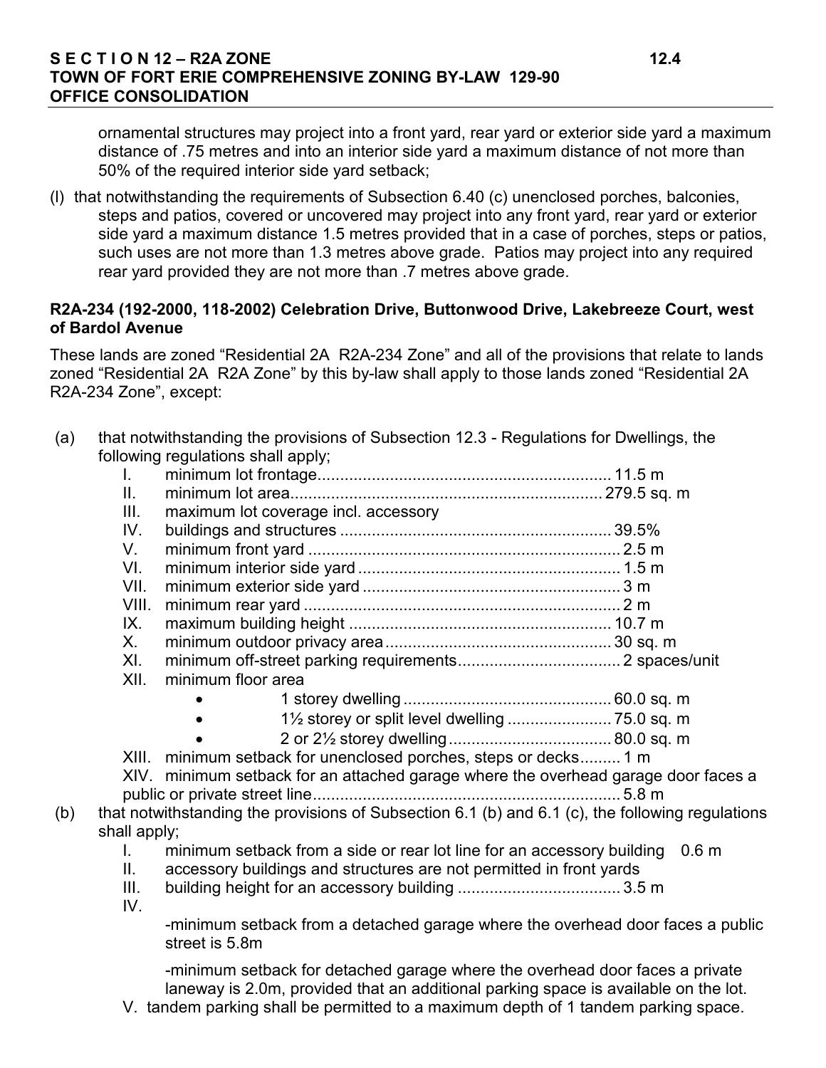ornamental structures may project into a front yard, rear yard or exterior side yard a maximum distance of .75 metres and into an interior side yard a maximum distance of not more than 50% of the required interior side yard setback;

(l) that notwithstanding the requirements of Subsection 6.40 (c) unenclosed porches, balconies, steps and patios, covered or uncovered may project into any front yard, rear yard or exterior side yard a maximum distance 1.5 metres provided that in a case of porches, steps or patios, such uses are not more than 1.3 metres above grade. Patios may project into any required rear yard provided they are not more than .7 metres above grade.

**R2A-234 (192-2000, 118-2002) Celebration Drive, Buttonwood Drive, Lakebreeze Court, west of Bardol Avenue**

These lands are zoned "Residential 2A R2A-234 Zone" and all of the provisions that relate to lands zoned "Residential 2A R2A Zone" by this by-law shall apply to those lands zoned "Residential 2A R2A-234 Zone", except:

(a) that notwithstanding the provisions of Subsection 12.3 - Regulations for Dwellings, the following regulations shall apply;

- I. minimum lot frontage................................................................ 11.5 m
- II. minimum lot area.................................................................... 279.5 sq. m
- III. maximum lot coverage incl. accessory
- IV. buildings and structures ............................................................ 39.5%
- V. minimum front yard .................................................................... 2.5 m
- VI. minimum interior side yard ......................................................... 1.5 m
- VII. minimum exterior side yard ........................................................ 3 m
- VIII. minimum rear yard ..................................................................... 2 m
- IX. maximum building height .......................................................... 10.7 m
- X. minimum outdoor privacy area .................................................. 30 sq. m
- XI. minimum off-street parking requirements.................................... 2 spaces/unit
- XII. minimum floor area
  - 1 storey dwelling .............................................. 60.0 sq. m
  - 1½ storey or split level dwelling ....................... 75.0 sq. m
  - 2 or 2½ storey dwelling .................................... 80.0 sq. m
- XIII. minimum setback for unenclosed porches, steps or decks......... 1 m
- XIV. minimum setback for an attached garage where the overhead garage door faces a public or private street line..................................................................... 5.8 m

(b) that notwithstanding the provisions of Subsection 6.1 (b) and 6.1 (c), the following regulations shall apply;

- I. minimum setback from a side or rear lot line for an accessory building 0.6 m
- II. accessory buildings and structures are not permitted in front yards
- III. building height for an accessory building .................................... 3.5 m
- IV.

  -minimum setback from a detached garage where the overhead door faces a public street is 5.8m

  -minimum setback for detached garage where the overhead door faces a private laneway is 2.0m, provided that an additional parking space is available on the lot.
- V. tandem parking shall be permitted to a maximum depth of 1 tandem parking space.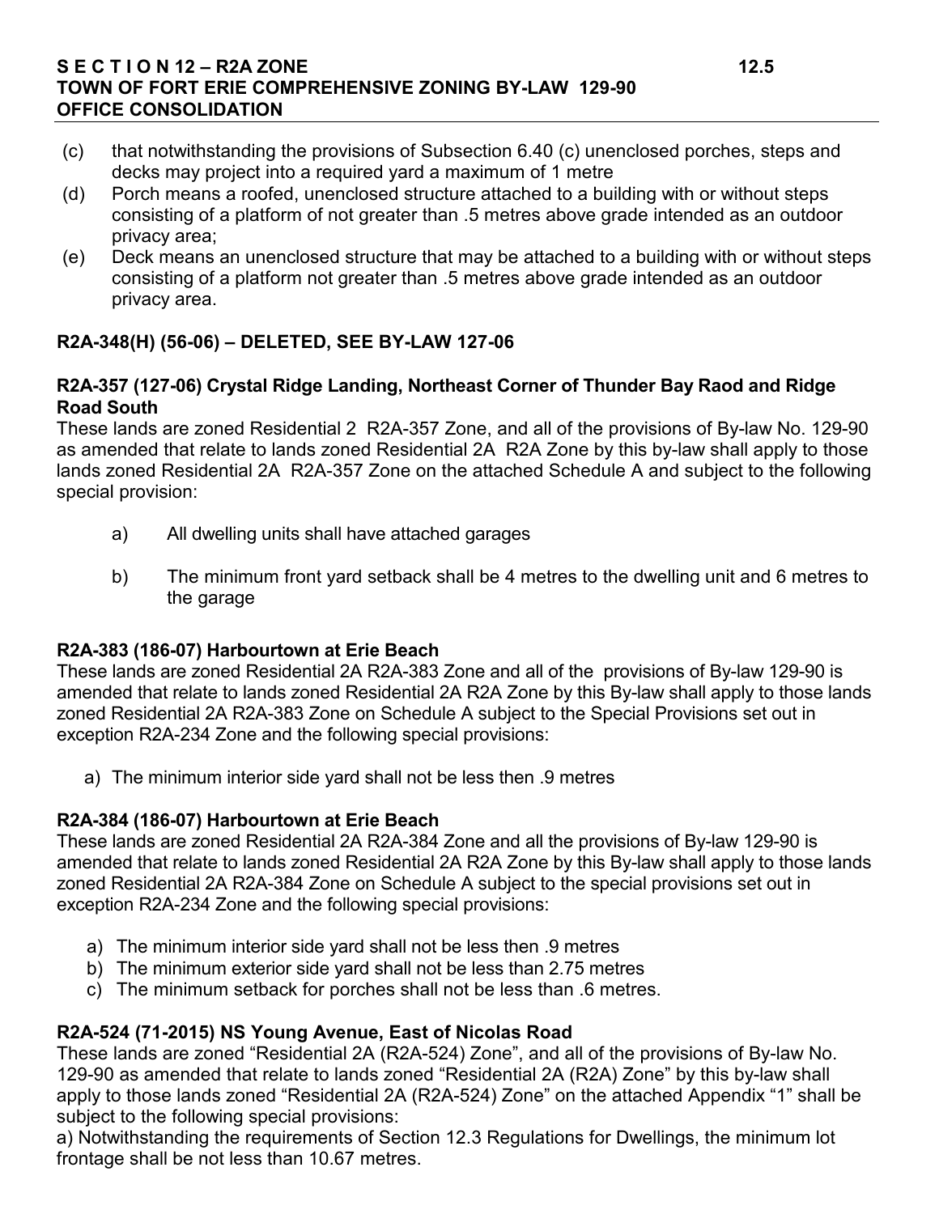(c) that notwithstanding the provisions of Subsection 6.40 (c) unenclosed porches, steps and decks may project into a required yard a maximum of 1 metre

(d) Porch means a roofed, unenclosed structure attached to a building with or without steps consisting of a platform of not greater than .5 metres above grade intended as an outdoor privacy area;

(e) Deck means an unenclosed structure that may be attached to a building with or without steps consisting of a platform not greater than .5 metres above grade intended as an outdoor privacy area.

**R2A-348(H) (56-06) – DELETED, SEE BY-LAW 127-06**

**R2A-357 (127-06) Crystal Ridge Landing, Northeast Corner of Thunder Bay Raod and Ridge Road South**

These lands are zoned Residential 2 R2A-357 Zone, and all of the provisions of By-law No. 129-90 as amended that relate to lands zoned Residential 2A R2A Zone by this by-law shall apply to those lands zoned Residential 2A R2A-357 Zone on the attached Schedule A and subject to the following special provision:

a) All dwelling units shall have attached garages

b) The minimum front yard setback shall be 4 metres to the dwelling unit and 6 metres to the garage

**R2A-383 (186-07) Harbourtown at Erie Beach**

These lands are zoned Residential 2A R2A-383 Zone and all of the provisions of By-law 129-90 is amended that relate to lands zoned Residential 2A R2A Zone by this By-law shall apply to those lands zoned Residential 2A R2A-383 Zone on Schedule A subject to the Special Provisions set out in exception R2A-234 Zone and the following special provisions:

a) The minimum interior side yard shall not be less then .9 metres

**R2A-384 (186-07) Harbourtown at Erie Beach**

These lands are zoned Residential 2A R2A-384 Zone and all the provisions of By-law 129-90 is amended that relate to lands zoned Residential 2A R2A Zone by this By-law shall apply to those lands zoned Residential 2A R2A-384 Zone on Schedule A subject to the special provisions set out in exception R2A-234 Zone and the following special provisions:

a) The minimum interior side yard shall not be less then .9 metres
b) The minimum exterior side yard shall not be less than 2.75 metres
c) The minimum setback for porches shall not be less than .6 metres.

**R2A-524 (71-2015) NS Young Avenue, East of Nicolas Road**

These lands are zoned "Residential 2A (R2A-524) Zone", and all of the provisions of By-law No. 129-90 as amended that relate to lands zoned "Residential 2A (R2A) Zone" by this by-law shall apply to those lands zoned "Residential 2A (R2A-524) Zone" on the attached Appendix "1" shall be subject to the following special provisions:

a) Notwithstanding the requirements of Section 12.3 Regulations for Dwellings, the minimum lot frontage shall be not less than 10.67 metres.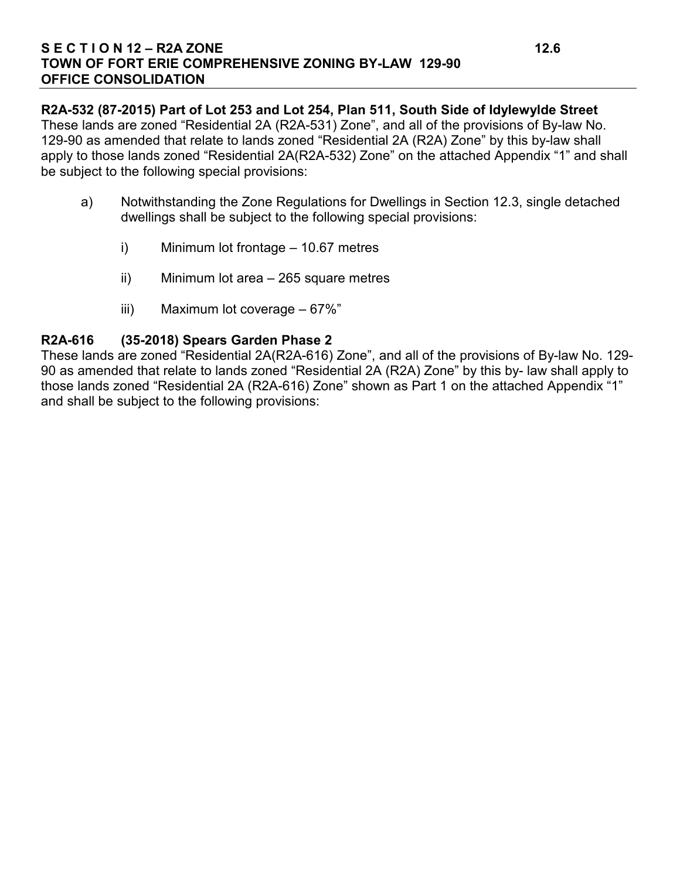**R2A-532 (87-2015) Part of Lot 253 and Lot 254, Plan 511, South Side of Idylewylde Street**

These lands are zoned "Residential 2A (R2A-531) Zone", and all of the provisions of By-law No. 129-90 as amended that relate to lands zoned "Residential 2A (R2A) Zone" by this by-law shall apply to those lands zoned "Residential 2A(R2A-532) Zone" on the attached Appendix "1" and shall be subject to the following special provisions:

a) Notwithstanding the Zone Regulations for Dwellings in Section 12.3, single detached dwellings shall be subject to the following special provisions:

   i) Minimum lot frontage – 10.67 metres

   ii) Minimum lot area – 265 square metres

   iii) Maximum lot coverage – 67%"

**R2A-616 (35-2018) Spears Garden Phase 2**

These lands are zoned "Residential 2A(R2A-616) Zone", and all of the provisions of By-law No. 129-90 as amended that relate to lands zoned "Residential 2A (R2A) Zone" by this by- law shall apply to those lands zoned "Residential 2A (R2A-616) Zone" shown as Part 1 on the attached Appendix "1" and shall be subject to the following provisions: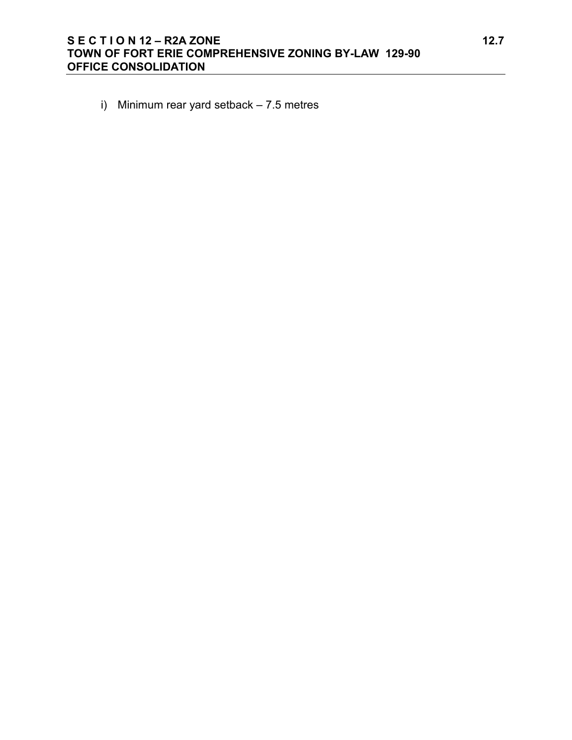i) Minimum rear yard setback – 7.5 metres